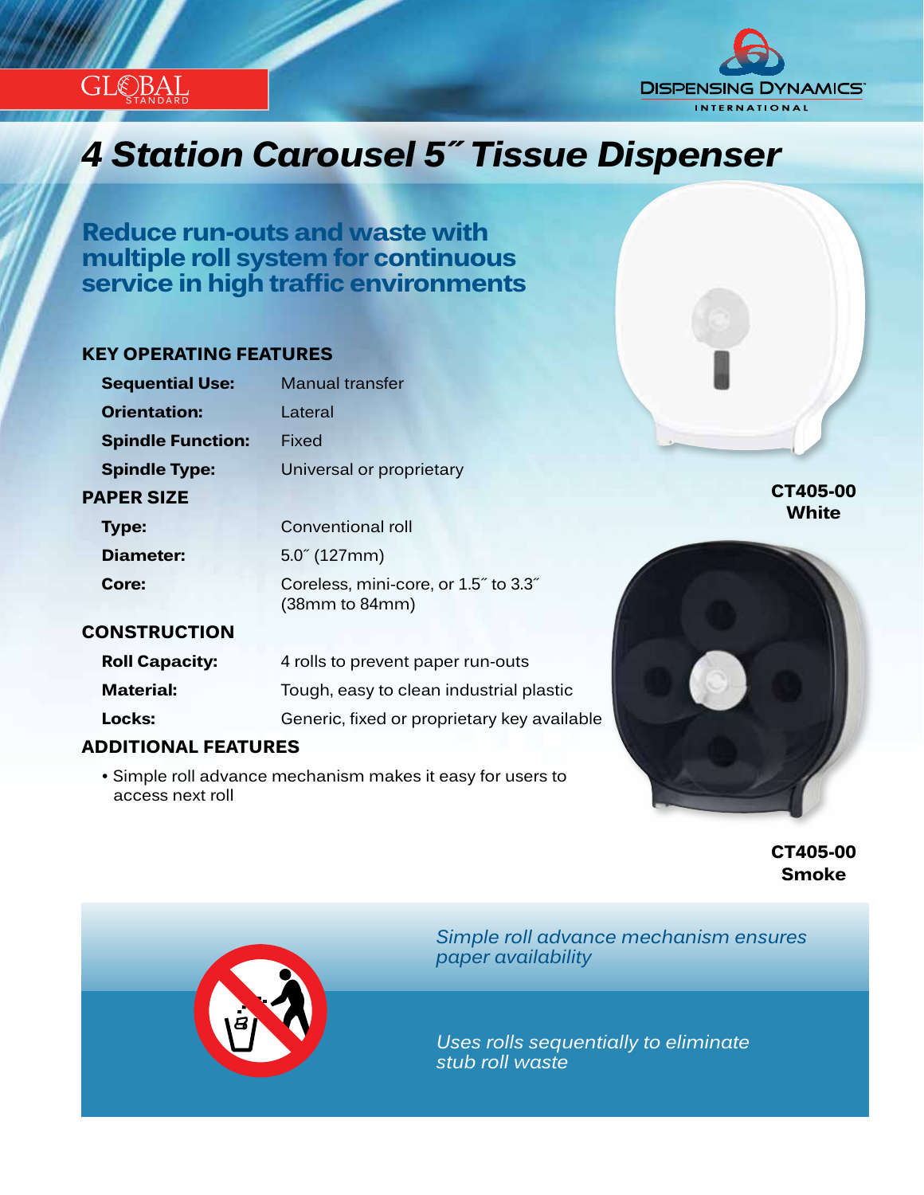GLOBAL STANDARD

DISPENSING DYNAMICS INTERNATIONAL

# 4 Station Carousel 5˝ Tissue Dispenser

## Reduce run-outs and waste with multiple roll system for continuous service in high traffic environments

### KEY OPERATING FEATURES

| | |
|---|---|
| **Sequential Use:** | Manual transfer |
| **Orientation:** | Lateral |
| **Spindle Function:** | Fixed |
| **Spindle Type:** | Universal or proprietary |

### PAPER SIZE

| | |
|---|---|
| **Type:** | Conventional roll |
| **Diameter:** | 5.0˝ (127mm) |
| **Core:** | Coreless, mini-core, or 1.5˝ to 3.3˝ (38mm to 84mm) |

### CONSTRUCTION

| | |
|---|---|
| **Roll Capacity:** | 4 rolls to prevent paper run-outs |
| **Material:** | Tough, easy to clean industrial plastic |
| **Locks:** | Generic, fixed or proprietary key available |

### ADDITIONAL FEATURES

- Simple roll advance mechanism makes it easy for users to access next roll

**CT405-00**
**White**

**CT405-00**
**Smoke**

*Simple roll advance mechanism ensures paper availability*

*Uses rolls sequentially to eliminate stub roll waste*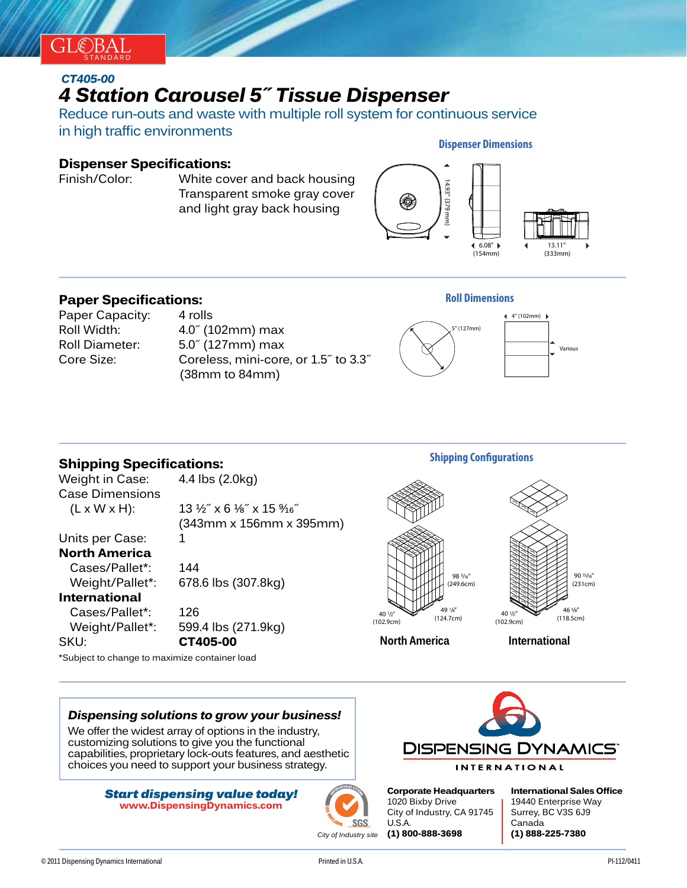GLOBAL STANDARD

*CT405-00*

# 4 Station Carousel 5˝ Tissue Dispenser

Reduce run-outs and waste with multiple roll system for continuous service in high traffic environments

## Dispenser Specifications:

| | |
|---|---|
| Finish/Color: | White cover and back housing<br>Transparent smoke gray cover and light gray back housing |

**Dispenser Dimensions**

14.93" (379 mm)
6.08" (154mm)
13.11" (333mm)

## Paper Specifications:

| | |
|---|---|
| Paper Capacity: | 4 rolls |
| Roll Width: | 4.0˝ (102mm) max |
| Roll Diameter: | 5.0˝ (127mm) max |
| Core Size: | Coreless, mini-core, or 1.5˝ to 3.3˝ (38mm to 84mm) |

**Roll Dimensions**

5" (127mm)
4" (102mm)
Various

## Shipping Specifications:

| | |
|---|---|
| Weight in Case: | 4.4 lbs (2.0kg) |
| Case Dimensions (L x W x H): | 13 ½˝ x 6 ⅛˝ x 15 9/16˝ (343mm x 156mm x 395mm) |
| Units per Case: | 1 |
| **North America** | |
| Cases/Pallet*: | 144 |
| Weight/Pallet*: | 678.6 lbs (307.8kg) |
| **International** | |
| Cases/Pallet*: | 126 |
| Weight/Pallet*: | 599.4 lbs (271.9kg) |
| SKU: | **CT405-00** |

*Subject to change to maximize container load

**Shipping Configurations**

North America
98 5/16" (249.6cm)
40 ½" (102.9cm)
49 ⅛" (124.7cm)

International
90 15/16" (231cm)
40 ½" (102.9cm)
46 ⅝" (118.5cm)

***Dispensing solutions to grow your business!***

We offer the widest array of options in the industry, customizing solutions to give you the functional capabilities, proprietary lock-outs features, and aesthetic choices you need to support your business strategy.

***Start dispensing value today!***
**www.DispensingDynamics.com**

ISO 9001:2008 SGS
*City of Industry site*

DISPENSING DYNAMICS INTERNATIONAL

**Corporate Headquarters**
1020 Bixby Drive
City of Industry, CA 91745
U.S.A.
**(1) 800-888-3698**

**International Sales Office**
19440 Enterprise Way
Surrey, BC V3S 6J9
Canada
**(1) 888-225-7380**

© 2011 Dispensing Dynamics International

Printed in U.S.A.

PI-112/0411